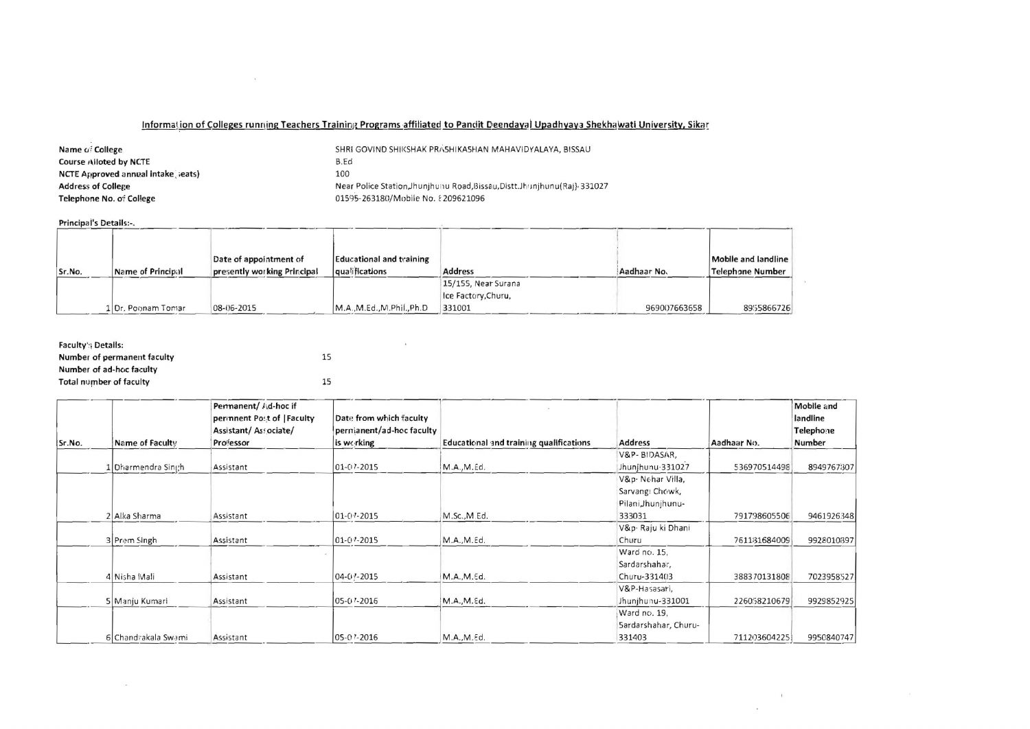## Information of Colleges running Teachers Training Programs affiliated to Pandit Deendayal Upadhyaya Shekhawati University, Sikar

**Name of College** SHRI GOVIND SHIKSHAK PRASHIKASHAN MAHAVIDYALAYA, BISSAU
**Course Alloted by NCTE** B.Ed
**NCTE Approved annual intake (seats)** 100
**Address of College** Near Police Station,Jhunjhunu Road,Bissau,Distt.Jhunjhunu(Raj)-331027
**Telephone No. of College** 01595-263180/Mobile No. 8209621096

**Principal's Details:-**

| Sr.No. | Name of Principal | Date of appointment of presently working Principal | Educational and training qualifications | Address | Aadhaar No. | Mobile and landline Telephone Number |
|---|---|---|---|---|---|---|
| 1 | Dr. Poonam Tomar | 08-06-2015 | M.A.,M.Ed.,M.Phil.,Ph.D | 15/155, Near Surana Ice Factory,Churu, 331001 | 969007663658 | 8955866726 |

**Faculty's Details:**
**Number of permanent faculty** 15
**Number of ad-hoc faculty**
**Total number of faculty** 15

| Sr.No. | Name of Faculty | Permanent/ Ad-hoc if permnent Post of Faculty Assistant/ Associate/ Professor | Date from which faculty permanent/ad-hoc faculty is working | Educational and training qualifications | Address | Aadhaar No. | Mobile and landline Telephone Number |
|---|---|---|---|---|---|---|---|
| 1 | Dharmendra Singh | Assistant | 01-07-2015 | M.A.,M.Ed. | V&P- BIDASAR, Jhunjhunu-331027 | 536970514498 | 8949767807 |
| 2 | Alka Sharma | Assistant | 01-07-2015 | M.Sc.,M Ed. | V&p- Nehar Villa, Sarvangi Chowk, Pilani,Jhunjhunu-333031 | 791798605506 | 9461926348 |
| 3 | Prem Singh | Assistant | 01-07-2015 | M.A.,M.Ed. | V&p- Raju ki Dhani Churu | 761181684009 | 9928010897 |
| 4 | Nisha Mali | Assistant | 04-07-2015 | M.A.,M.Ed. | Ward no. 15, Sardarshahar, Churu-331403 | 388370131808 | 7023958527 |
| 5 | Manju Kumari | Assistant | 05-07-2016 | M.A.,M.Ed. | V&P-Hasasari, Jhunjhunu-331001 | 226058210679 | 9929852925 |
| 6 | Chandrakala Swami | Assistant | 05-07-2016 | M.A.,M.Ed. | Ward no. 19, Sardarshahar, Churu-331403 | 711203604225 | 9950840747 |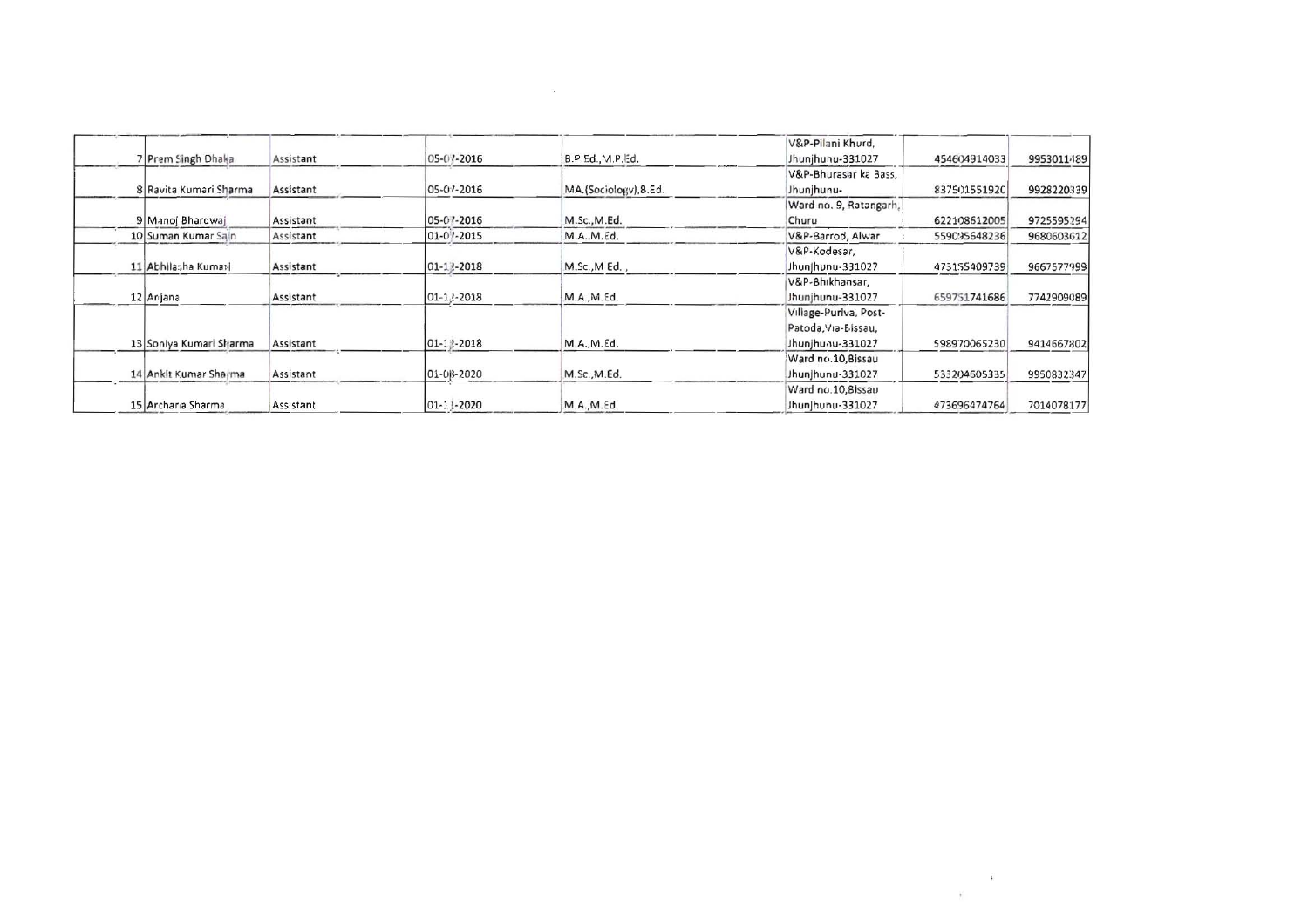| | | | | | | | |
|---|---|---|---|---|---|---|---|
| 7 | Prem Singh Dhaka | Assistant | 05-07-2016 | B.P.Ed.,M.P.Ed. | V&P-Pilani Khurd, Jhunjhunu-331027 | 454604914033 | 9953011489 |
| 8 | Ravita Kumari Sharma | Assistant | 05-07-2016 | MA.(Sociology),B.Ed. | V&P-Bhurasar ka Bass, Jhunjhunu- | 837501551920 | 9928220339 |
| 9 | Manoj Bhardwaj | Assistant | 05-07-2016 | M.Sc.,M.Ed. | Ward no. 9, Ratangarh, Churu | 622108612005 | 9725595294 |
| 10 | Suman Kumar Sain | Assistant | 01-07-2015 | M.A.,M.Ed. | V&P-Barrod, Alwar | 559095648236 | 9680603612 |
| 11 | Abhilasha Kumari | Assistant | 01-12-2018 | M.Sc.,M Ed. , | V&P-Kodesar, Jhunjhunu-331027 | 473155409739 | 9667577999 |
| 12 | Anjana | Assistant | 01-12-2018 | M.A.,M.Ed. | V&P-Bhikhansar, Jhunjhunu-331027 | 659751741686 | 7742909089 |
| 13 | Soniya Kumari Sharma | Assistant | 01-12-2018 | M.A.,M.Ed. | Village-Puriya, Post-Patoda,Via-Bissau, Jhunjhunu-331027 | 598970065230 | 9414667802 |
| 14 | Ankit Kumar Sharma | Assistant | 01-08-2020 | M.Sc.,M.Ed. | Ward no.10,Bissau Jhunjhunu-331027 | 533204605335 | 9950832347 |
| 15 | Archana Sharma | Assistant | 01-11-2020 | M.A.,M.Ed. | Ward no.10,Bissau Jhunjhunu-331027 | 473696474764 | 7014078177 |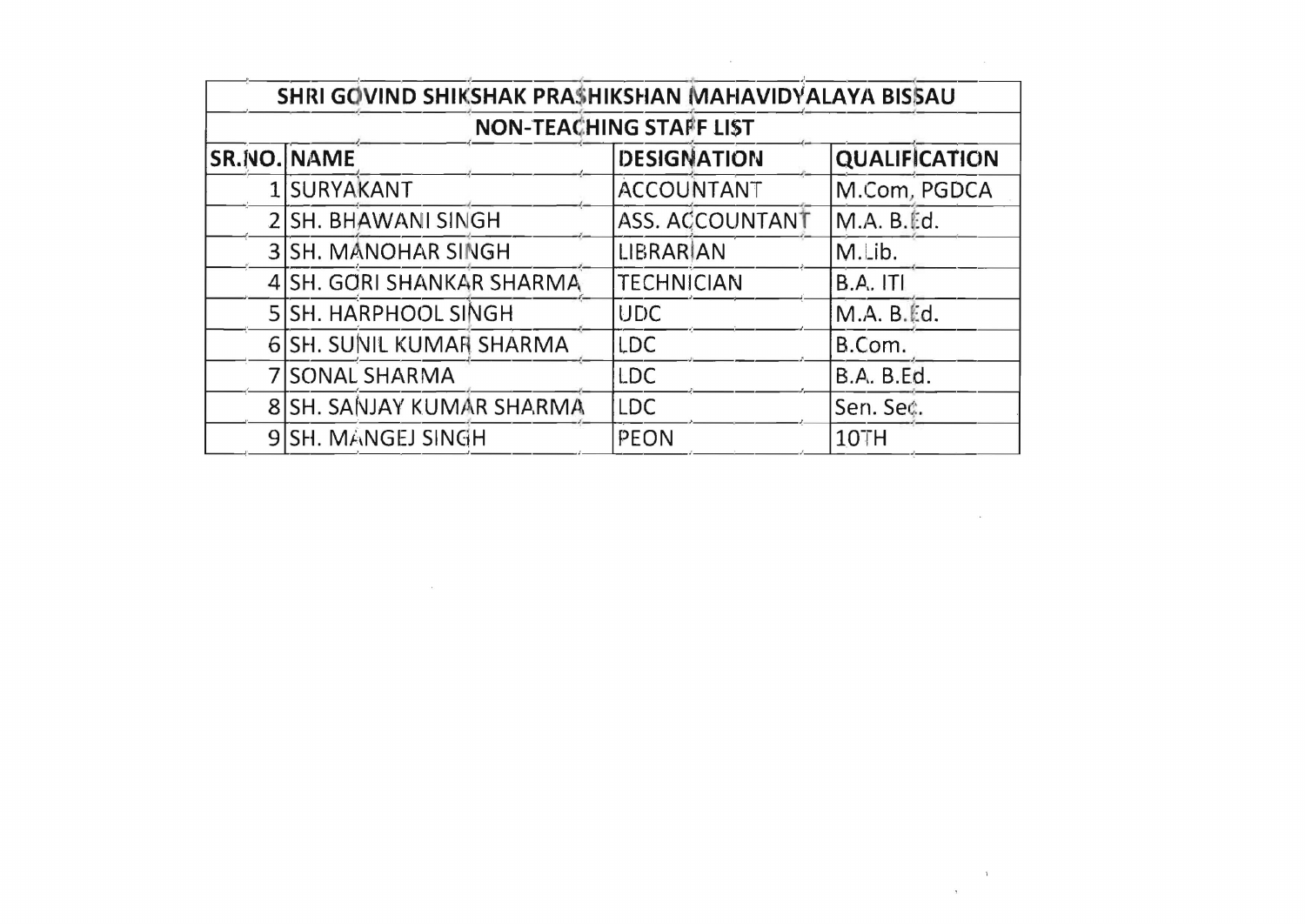| SHRI GOVIND SHIKSHAK PRASHIKSHAN MAHAVIDYALAYA BISSAU | | | |
|---|---|---|---|
| NON-TEACHING STAFF LIST | | | |
| **SR.NO.** | **NAME** | **DESIGNATION** | **QUALIFICATION** |
| 1 | SURYAKANT | ACCOUNTANT | M.Com, PGDCA |
| 2 | SH. BHAWANI SINGH | ASS. ACCOUNTANT | M.A. B.Ed. |
| 3 | SH. MANOHAR SINGH | LIBRARIAN | M.Lib. |
| 4 | SH. GORI SHANKAR SHARMA | TECHNICIAN | B.A. ITI |
| 5 | SH. HARPHOOL SINGH | UDC | M.A. B.Ed. |
| 6 | SH. SUNIL KUMAR SHARMA | LDC | B.Com. |
| 7 | SONAL SHARMA | LDC | B.A. B.Ed. |
| 8 | SH. SANJAY KUMAR SHARMA | LDC | Sen. Sec. |
| 9 | SH. MANGEJ SINGH | PEON | 10TH |